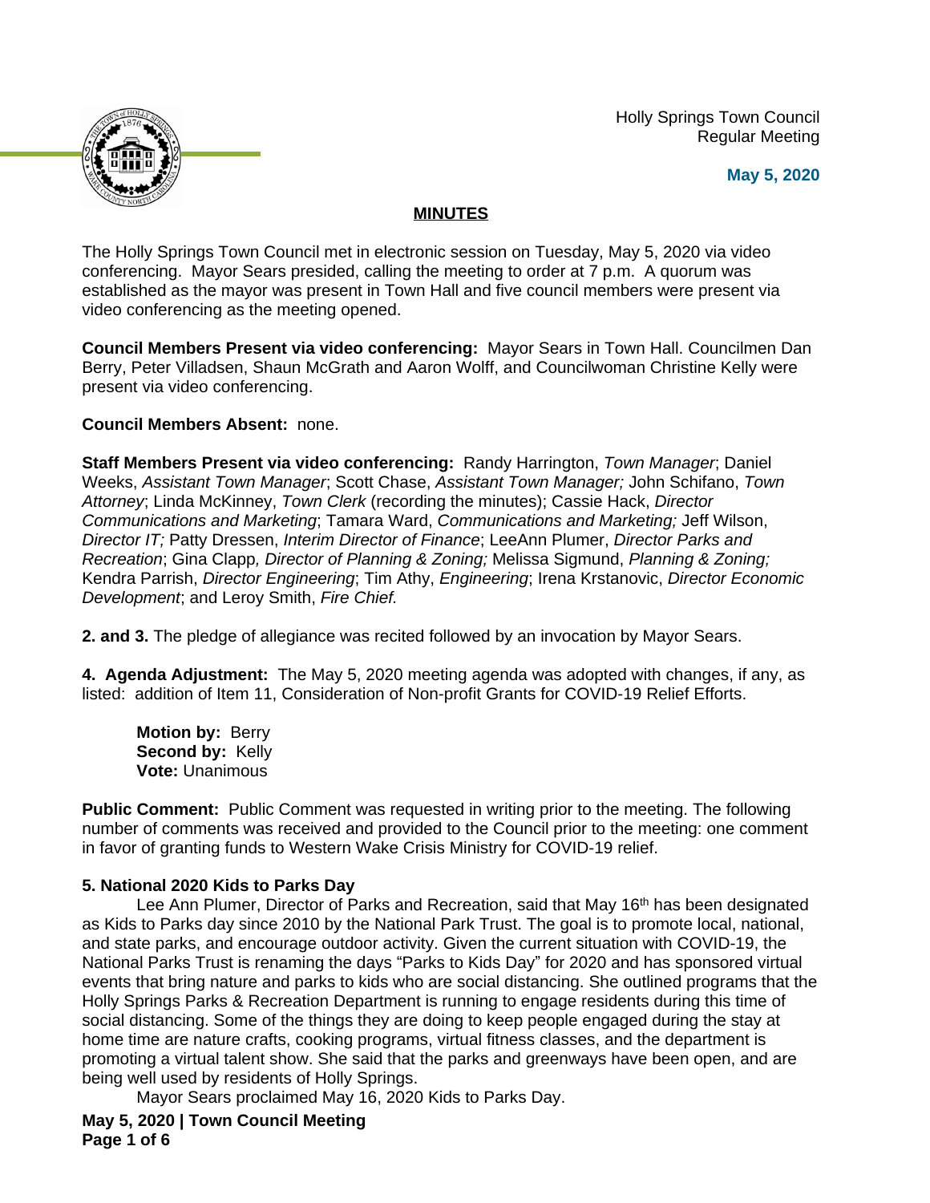Holly Springs Town Council
Regular Meeting

**May 5, 2020**

## MINUTES

The Holly Springs Town Council met in electronic session on Tuesday, May 5, 2020 via video conferencing. Mayor Sears presided, calling the meeting to order at 7 p.m. A quorum was established as the mayor was present in Town Hall and five council members were present via video conferencing as the meeting opened.

**Council Members Present via video conferencing:** Mayor Sears in Town Hall. Councilmen Dan Berry, Peter Villadsen, Shaun McGrath and Aaron Wolff, and Councilwoman Christine Kelly were present via video conferencing.

**Council Members Absent:** none.

**Staff Members Present via video conferencing:** Randy Harrington, *Town Manager*; Daniel Weeks, *Assistant Town Manager*; Scott Chase, *Assistant Town Manager;* John Schifano, *Town Attorney*; Linda McKinney, *Town Clerk* (recording the minutes); Cassie Hack, *Director Communications and Marketing*; Tamara Ward, *Communications and Marketing;* Jeff Wilson, *Director IT;* Patty Dressen, *Interim Director of Finance*; LeeAnn Plumer, *Director Parks and Recreation*; Gina Clapp*, Director of Planning & Zoning;* Melissa Sigmund, *Planning & Zoning;* Kendra Parrish, *Director Engineering*; Tim Athy, *Engineering*; Irena Krstanovic, *Director Economic Development*; and Leroy Smith, *Fire Chief.*

**2. and 3.** The pledge of allegiance was recited followed by an invocation by Mayor Sears.

**4. Agenda Adjustment:** The May 5, 2020 meeting agenda was adopted with changes, if any, as listed: addition of Item 11, Consideration of Non-profit Grants for COVID-19 Relief Efforts.

> **Motion by:** Berry
> **Second by:** Kelly
> **Vote:** Unanimous

**Public Comment:** Public Comment was requested in writing prior to the meeting. The following number of comments was received and provided to the Council prior to the meeting: one comment in favor of granting funds to Western Wake Crisis Ministry for COVID-19 relief.

**5. National 2020 Kids to Parks Day**

Lee Ann Plumer, Director of Parks and Recreation, said that May 16th has been designated as Kids to Parks day since 2010 by the National Park Trust. The goal is to promote local, national, and state parks, and encourage outdoor activity. Given the current situation with COVID-19, the National Parks Trust is renaming the days "Parks to Kids Day" for 2020 and has sponsored virtual events that bring nature and parks to kids who are social distancing. She outlined programs that the Holly Springs Parks & Recreation Department is running to engage residents during this time of social distancing. Some of the things they are doing to keep people engaged during the stay at home time are nature crafts, cooking programs, virtual fitness classes, and the department is promoting a virtual talent show. She said that the parks and greenways have been open, and are being well used by residents of Holly Springs.

Mayor Sears proclaimed May 16, 2020 Kids to Parks Day.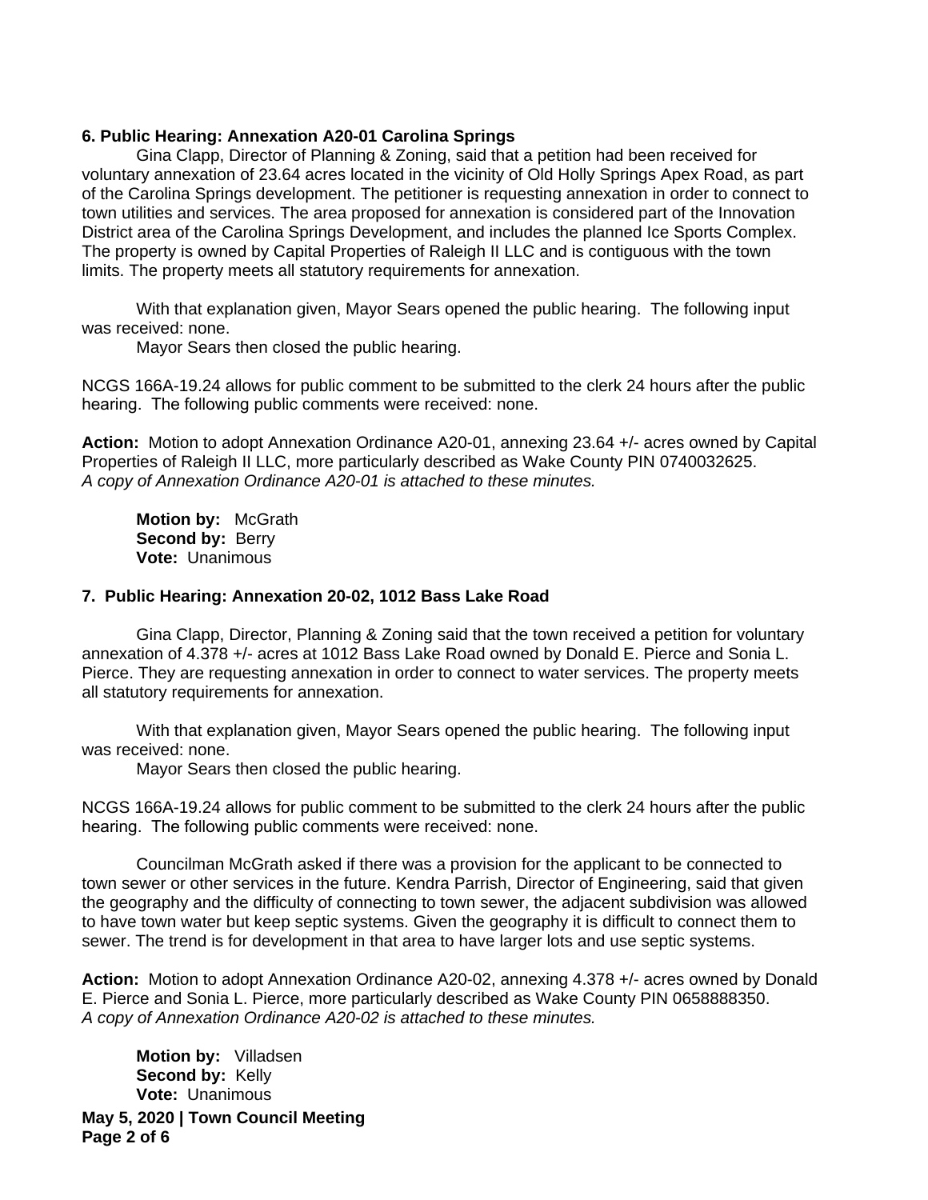### 6. Public Hearing: Annexation A20-01 Carolina Springs

Gina Clapp, Director of Planning & Zoning, said that a petition had been received for voluntary annexation of 23.64 acres located in the vicinity of Old Holly Springs Apex Road, as part of the Carolina Springs development. The petitioner is requesting annexation in order to connect to town utilities and services. The area proposed for annexation is considered part of the Innovation District area of the Carolina Springs Development, and includes the planned Ice Sports Complex. The property is owned by Capital Properties of Raleigh II LLC and is contiguous with the town limits. The property meets all statutory requirements for annexation.

With that explanation given, Mayor Sears opened the public hearing. The following input was received: none.

Mayor Sears then closed the public hearing.

NCGS 166A-19.24 allows for public comment to be submitted to the clerk 24 hours after the public hearing. The following public comments were received: none.

**Action:** Motion to adopt Annexation Ordinance A20-01, annexing 23.64 +/- acres owned by Capital Properties of Raleigh II LLC, more particularly described as Wake County PIN 0740032625.
*A copy of Annexation Ordinance A20-01 is attached to these minutes.*

**Motion by:** McGrath
**Second by:** Berry
**Vote:** Unanimous

### 7. Public Hearing: Annexation 20-02, 1012 Bass Lake Road

Gina Clapp, Director, Planning & Zoning said that the town received a petition for voluntary annexation of 4.378 +/- acres at 1012 Bass Lake Road owned by Donald E. Pierce and Sonia L. Pierce. They are requesting annexation in order to connect to water services. The property meets all statutory requirements for annexation.

With that explanation given, Mayor Sears opened the public hearing. The following input was received: none.

Mayor Sears then closed the public hearing.

NCGS 166A-19.24 allows for public comment to be submitted to the clerk 24 hours after the public hearing. The following public comments were received: none.

Councilman McGrath asked if there was a provision for the applicant to be connected to town sewer or other services in the future. Kendra Parrish, Director of Engineering, said that given the geography and the difficulty of connecting to town sewer, the adjacent subdivision was allowed to have town water but keep septic systems. Given the geography it is difficult to connect them to sewer. The trend is for development in that area to have larger lots and use septic systems.

**Action:** Motion to adopt Annexation Ordinance A20-02, annexing 4.378 +/- acres owned by Donald E. Pierce and Sonia L. Pierce, more particularly described as Wake County PIN 0658888350.
*A copy of Annexation Ordinance A20-02 is attached to these minutes.*

**Motion by:** Villadsen
**Second by:** Kelly
**Vote:** Unanimous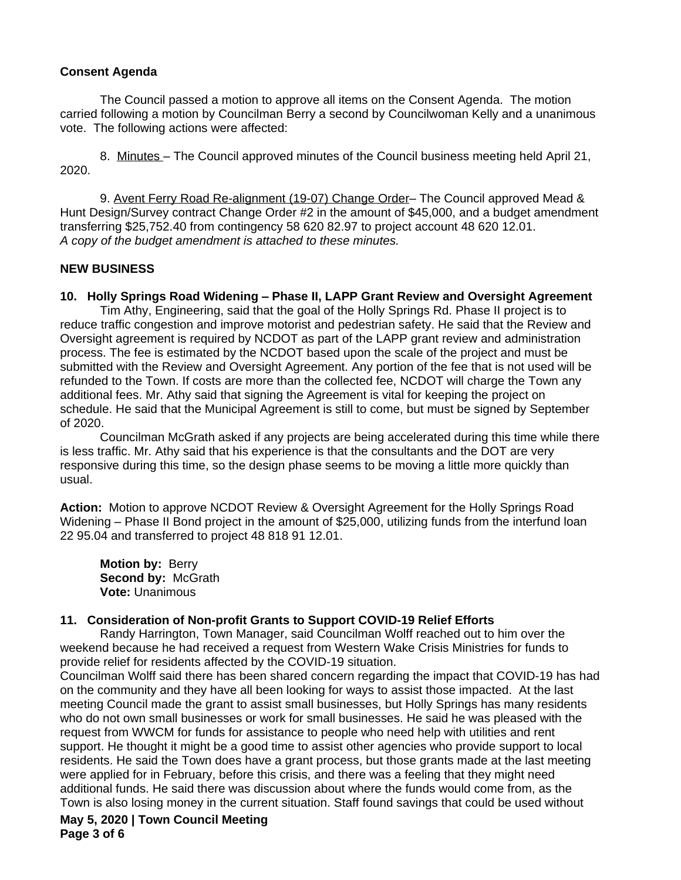**Consent Agenda**

The Council passed a motion to approve all items on the Consent Agenda. The motion carried following a motion by Councilman Berry a second by Councilwoman Kelly and a unanimous vote. The following actions were affected:

8. Minutes – The Council approved minutes of the Council business meeting held April 21, 2020.

9. Avent Ferry Road Re-alignment (19-07) Change Order– The Council approved Mead & Hunt Design/Survey contract Change Order #2 in the amount of $45,000, and a budget amendment transferring $25,752.40 from contingency 58 620 82.97 to project account 48 620 12.01.
*A copy of the budget amendment is attached to these minutes.*

**NEW BUSINESS**

**10. Holly Springs Road Widening – Phase II, LAPP Grant Review and Oversight Agreement**

Tim Athy, Engineering, said that the goal of the Holly Springs Rd. Phase II project is to reduce traffic congestion and improve motorist and pedestrian safety. He said that the Review and Oversight agreement is required by NCDOT as part of the LAPP grant review and administration process. The fee is estimated by the NCDOT based upon the scale of the project and must be submitted with the Review and Oversight Agreement. Any portion of the fee that is not used will be refunded to the Town. If costs are more than the collected fee, NCDOT will charge the Town any additional fees. Mr. Athy said that signing the Agreement is vital for keeping the project on schedule. He said that the Municipal Agreement is still to come, but must be signed by September of 2020.

Councilman McGrath asked if any projects are being accelerated during this time while there is less traffic. Mr. Athy said that his experience is that the consultants and the DOT are very responsive during this time, so the design phase seems to be moving a little more quickly than usual.

**Action:** Motion to approve NCDOT Review & Oversight Agreement for the Holly Springs Road Widening – Phase II Bond project in the amount of $25,000, utilizing funds from the interfund loan 22 95.04 and transferred to project 48 818 91 12.01.

**Motion by:** Berry
**Second by:** McGrath
**Vote:** Unanimous

**11. Consideration of Non-profit Grants to Support COVID-19 Relief Efforts**

Randy Harrington, Town Manager, said Councilman Wolff reached out to him over the weekend because he had received a request from Western Wake Crisis Ministries for funds to provide relief for residents affected by the COVID-19 situation.

Councilman Wolff said there has been shared concern regarding the impact that COVID-19 has had on the community and they have all been looking for ways to assist those impacted. At the last meeting Council made the grant to assist small businesses, but Holly Springs has many residents who do not own small businesses or work for small businesses. He said he was pleased with the request from WWCM for funds for assistance to people who need help with utilities and rent support. He thought it might be a good time to assist other agencies who provide support to local residents. He said the Town does have a grant process, but those grants made at the last meeting were applied for in February, before this crisis, and there was a feeling that they might need additional funds. He said there was discussion about where the funds would come from, as the Town is also losing money in the current situation. Staff found savings that could be used without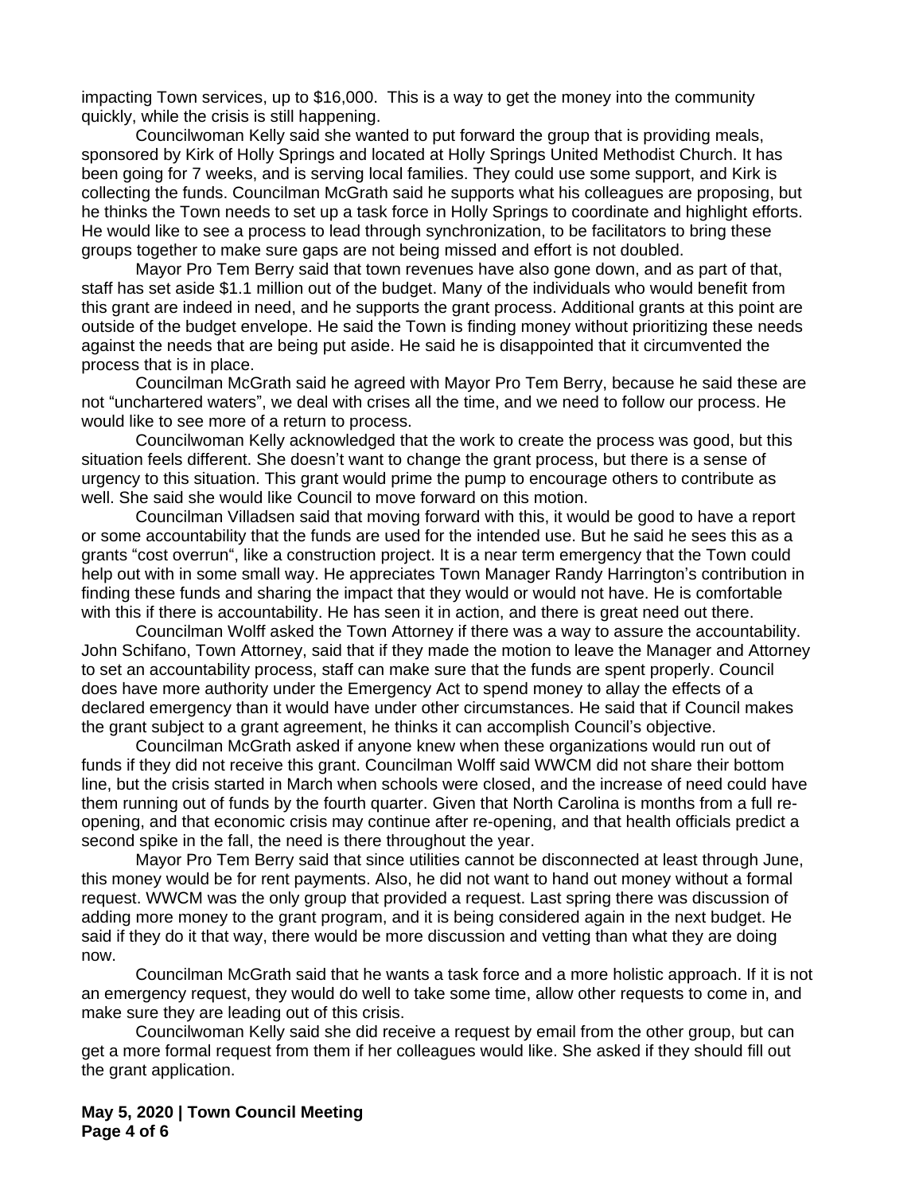impacting Town services, up to $16,000. This is a way to get the money into the community quickly, while the crisis is still happening.

Councilwoman Kelly said she wanted to put forward the group that is providing meals, sponsored by Kirk of Holly Springs and located at Holly Springs United Methodist Church. It has been going for 7 weeks, and is serving local families. They could use some support, and Kirk is collecting the funds. Councilman McGrath said he supports what his colleagues are proposing, but he thinks the Town needs to set up a task force in Holly Springs to coordinate and highlight efforts. He would like to see a process to lead through synchronization, to be facilitators to bring these groups together to make sure gaps are not being missed and effort is not doubled.

Mayor Pro Tem Berry said that town revenues have also gone down, and as part of that, staff has set aside $1.1 million out of the budget. Many of the individuals who would benefit from this grant are indeed in need, and he supports the grant process. Additional grants at this point are outside of the budget envelope. He said the Town is finding money without prioritizing these needs against the needs that are being put aside. He said he is disappointed that it circumvented the process that is in place.

Councilman McGrath said he agreed with Mayor Pro Tem Berry, because he said these are not "unchartered waters", we deal with crises all the time, and we need to follow our process. He would like to see more of a return to process.

Councilwoman Kelly acknowledged that the work to create the process was good, but this situation feels different. She doesn't want to change the grant process, but there is a sense of urgency to this situation. This grant would prime the pump to encourage others to contribute as well. She said she would like Council to move forward on this motion.

Councilman Villadsen said that moving forward with this, it would be good to have a report or some accountability that the funds are used for the intended use. But he said he sees this as a grants "cost overrun", like a construction project. It is a near term emergency that the Town could help out with in some small way. He appreciates Town Manager Randy Harrington's contribution in finding these funds and sharing the impact that they would or would not have. He is comfortable with this if there is accountability. He has seen it in action, and there is great need out there.

Councilman Wolff asked the Town Attorney if there was a way to assure the accountability. John Schifano, Town Attorney, said that if they made the motion to leave the Manager and Attorney to set an accountability process, staff can make sure that the funds are spent properly. Council does have more authority under the Emergency Act to spend money to allay the effects of a declared emergency than it would have under other circumstances. He said that if Council makes the grant subject to a grant agreement, he thinks it can accomplish Council's objective.

Councilman McGrath asked if anyone knew when these organizations would run out of funds if they did not receive this grant. Councilman Wolff said WWCM did not share their bottom line, but the crisis started in March when schools were closed, and the increase of need could have them running out of funds by the fourth quarter. Given that North Carolina is months from a full re-opening, and that economic crisis may continue after re-opening, and that health officials predict a second spike in the fall, the need is there throughout the year.

Mayor Pro Tem Berry said that since utilities cannot be disconnected at least through June, this money would be for rent payments. Also, he did not want to hand out money without a formal request. WWCM was the only group that provided a request. Last spring there was discussion of adding more money to the grant program, and it is being considered again in the next budget. He said if they do it that way, there would be more discussion and vetting than what they are doing now.

Councilman McGrath said that he wants a task force and a more holistic approach. If it is not an emergency request, they would do well to take some time, allow other requests to come in, and make sure they are leading out of this crisis.

Councilwoman Kelly said she did receive a request by email from the other group, but can get a more formal request from them if her colleagues would like. She asked if they should fill out the grant application.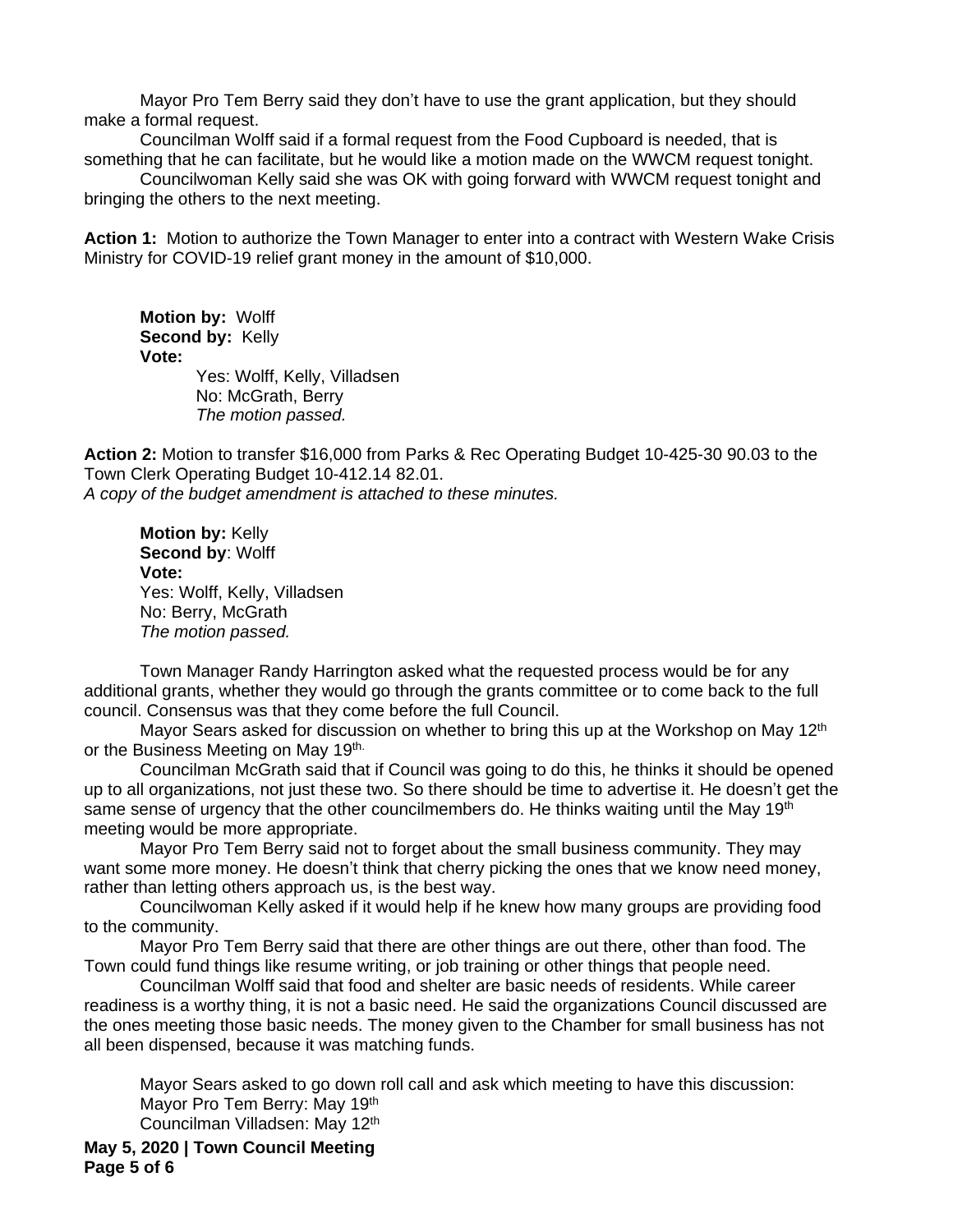Mayor Pro Tem Berry said they don't have to use the grant application, but they should make a formal request.

Councilman Wolff said if a formal request from the Food Cupboard is needed, that is something that he can facilitate, but he would like a motion made on the WWCM request tonight.

Councilwoman Kelly said she was OK with going forward with WWCM request tonight and bringing the others to the next meeting.

**Action 1:** Motion to authorize the Town Manager to enter into a contract with Western Wake Crisis Ministry for COVID-19 relief grant money in the amount of $10,000.

**Motion by:** Wolff
**Second by:** Kelly
**Vote:**
Yes: Wolff, Kelly, Villadsen
No: McGrath, Berry
*The motion passed.*

**Action 2:** Motion to transfer $16,000 from Parks & Rec Operating Budget 10-425-30 90.03 to the Town Clerk Operating Budget 10-412.14 82.01.
*A copy of the budget amendment is attached to these minutes.*

**Motion by:** Kelly
**Second by**: Wolff
**Vote:**
Yes: Wolff, Kelly, Villadsen
No: Berry, McGrath
*The motion passed.*

Town Manager Randy Harrington asked what the requested process would be for any additional grants, whether they would go through the grants committee or to come back to the full council. Consensus was that they come before the full Council.

Mayor Sears asked for discussion on whether to bring this up at the Workshop on May 12th or the Business Meeting on May 19th.

Councilman McGrath said that if Council was going to do this, he thinks it should be opened up to all organizations, not just these two. So there should be time to advertise it. He doesn't get the same sense of urgency that the other councilmembers do. He thinks waiting until the May 19th meeting would be more appropriate.

Mayor Pro Tem Berry said not to forget about the small business community. They may want some more money. He doesn't think that cherry picking the ones that we know need money, rather than letting others approach us, is the best way.

Councilwoman Kelly asked if it would help if he knew how many groups are providing food to the community.

Mayor Pro Tem Berry said that there are other things are out there, other than food. The Town could fund things like resume writing, or job training or other things that people need.

Councilman Wolff said that food and shelter are basic needs of residents. While career readiness is a worthy thing, it is not a basic need. He said the organizations Council discussed are the ones meeting those basic needs. The money given to the Chamber for small business has not all been dispensed, because it was matching funds.

Mayor Sears asked to go down roll call and ask which meeting to have this discussion:
Mayor Pro Tem Berry: May 19th
Councilman Villadsen: May 12th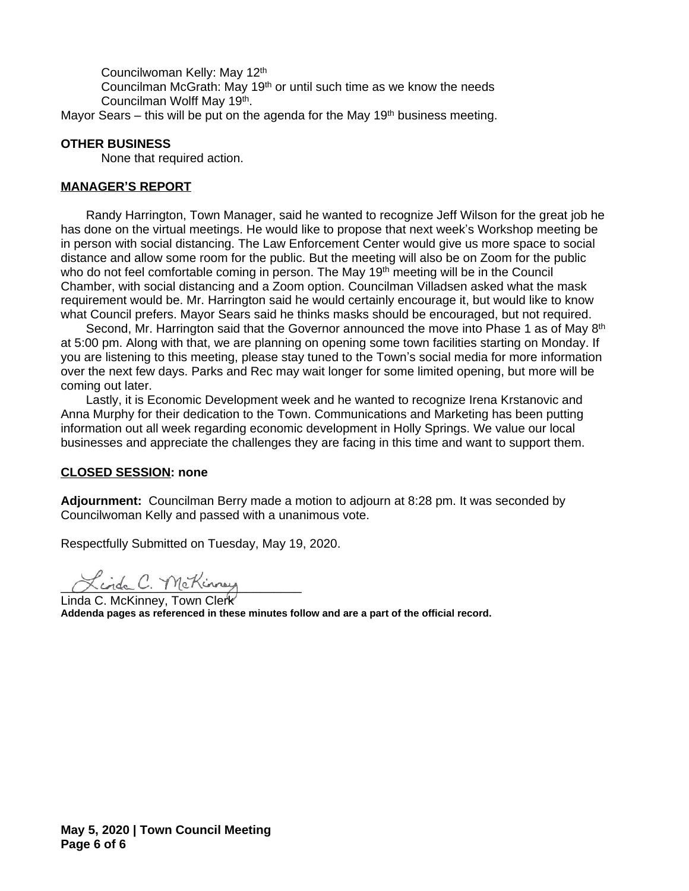Councilwoman Kelly: May 12th
Councilman McGrath: May 19th or until such time as we know the needs
Councilman Wolff May 19th.

Mayor Sears – this will be put on the agenda for the May 19th business meeting.

**OTHER BUSINESS**

None that required action.

**MANAGER'S REPORT**

Randy Harrington, Town Manager, said he wanted to recognize Jeff Wilson for the great job he has done on the virtual meetings. He would like to propose that next week's Workshop meeting be in person with social distancing. The Law Enforcement Center would give us more space to social distance and allow some room for the public. But the meeting will also be on Zoom for the public who do not feel comfortable coming in person. The May 19th meeting will be in the Council Chamber, with social distancing and a Zoom option. Councilman Villadsen asked what the mask requirement would be. Mr. Harrington said he would certainly encourage it, but would like to know what Council prefers. Mayor Sears said he thinks masks should be encouraged, but not required.

Second, Mr. Harrington said that the Governor announced the move into Phase 1 as of May 8th at 5:00 pm. Along with that, we are planning on opening some town facilities starting on Monday. If you are listening to this meeting, please stay tuned to the Town's social media for more information over the next few days. Parks and Rec may wait longer for some limited opening, but more will be coming out later.

Lastly, it is Economic Development week and he wanted to recognize Irena Krstanovic and Anna Murphy for their dedication to the Town. Communications and Marketing has been putting information out all week regarding economic development in Holly Springs. We value our local businesses and appreciate the challenges they are facing in this time and want to support them.

**CLOSED SESSION: none**

**Adjournment:** Councilman Berry made a motion to adjourn at 8:28 pm. It was seconded by Councilwoman Kelly and passed with a unanimous vote.

Respectfully Submitted on Tuesday, May 19, 2020.

Linda C. McKinney

Linda C. McKinney, Town Clerk

**Addenda pages as referenced in these minutes follow and are a part of the official record.**